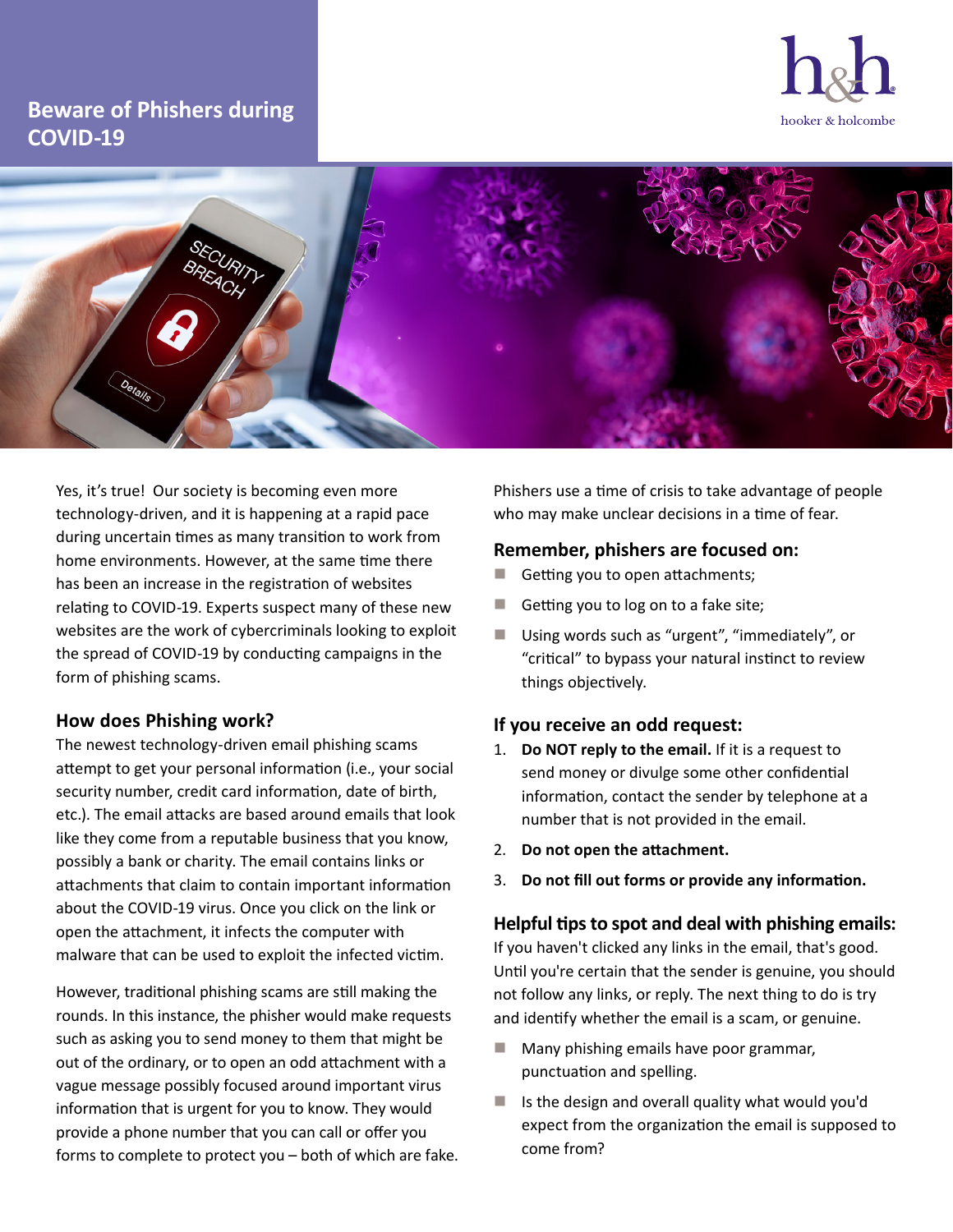# Beware of Phishers during COVID-19

Yes, it's true!  Our society is becoming even more technology-driven, and it is happening at a rapid pace during uncertain times as many transition to work from home environments. However, at the same time there has been an increase in the registration of websites relating to COVID-19. Experts suspect many of these new websites are the work of cybercriminals looking to exploit the spread of COVID-19 by conducting campaigns in the form of phishing scams.

### How does Phishing work?

The newest technology-driven email phishing scams attempt to get your personal information (i.e., your social security number, credit card information, date of birth, etc.). The email attacks are based around emails that look like they come from a reputable business that you know, possibly a bank or charity. The email contains links or attachments that claim to contain important information about the COVID-19 virus. Once you click on the link or open the attachment, it infects the computer with malware that can be used to exploit the infected victim.

However, traditional phishing scams are still making the rounds. In this instance, the phisher would make requests such as asking you to send money to them that might be out of the ordinary, or to open an odd attachment with a vague message possibly focused around important virus information that is urgent for you to know. They would provide a phone number that you can call or offer you forms to complete to protect you – both of which are fake.

Phishers use a time of crisis to take advantage of people who may make unclear decisions in a time of fear.

### Remember, phishers are focused on:

- Getting you to open attachments;
- Getting you to log on to a fake site;
- Using words such as "urgent", "immediately", or "critical" to bypass your natural instinct to review things objectively.

### If you receive an odd request:

1. **Do NOT reply to the email.** If it is a request to send money or divulge some other confidential information, contact the sender by telephone at a number that is not provided in the email.
2. **Do not open the attachment.**
3. **Do not fill out forms or provide any information.**

### Helpful tips to spot and deal with phishing emails:

If you haven't clicked any links in the email, that's good. Until you're certain that the sender is genuine, you should not follow any links, or reply. The next thing to do is try and identify whether the email is a scam, or genuine.

- Many phishing emails have poor grammar, punctuation and spelling.
- Is the design and overall quality what would you'd expect from the organization the email is supposed to come from?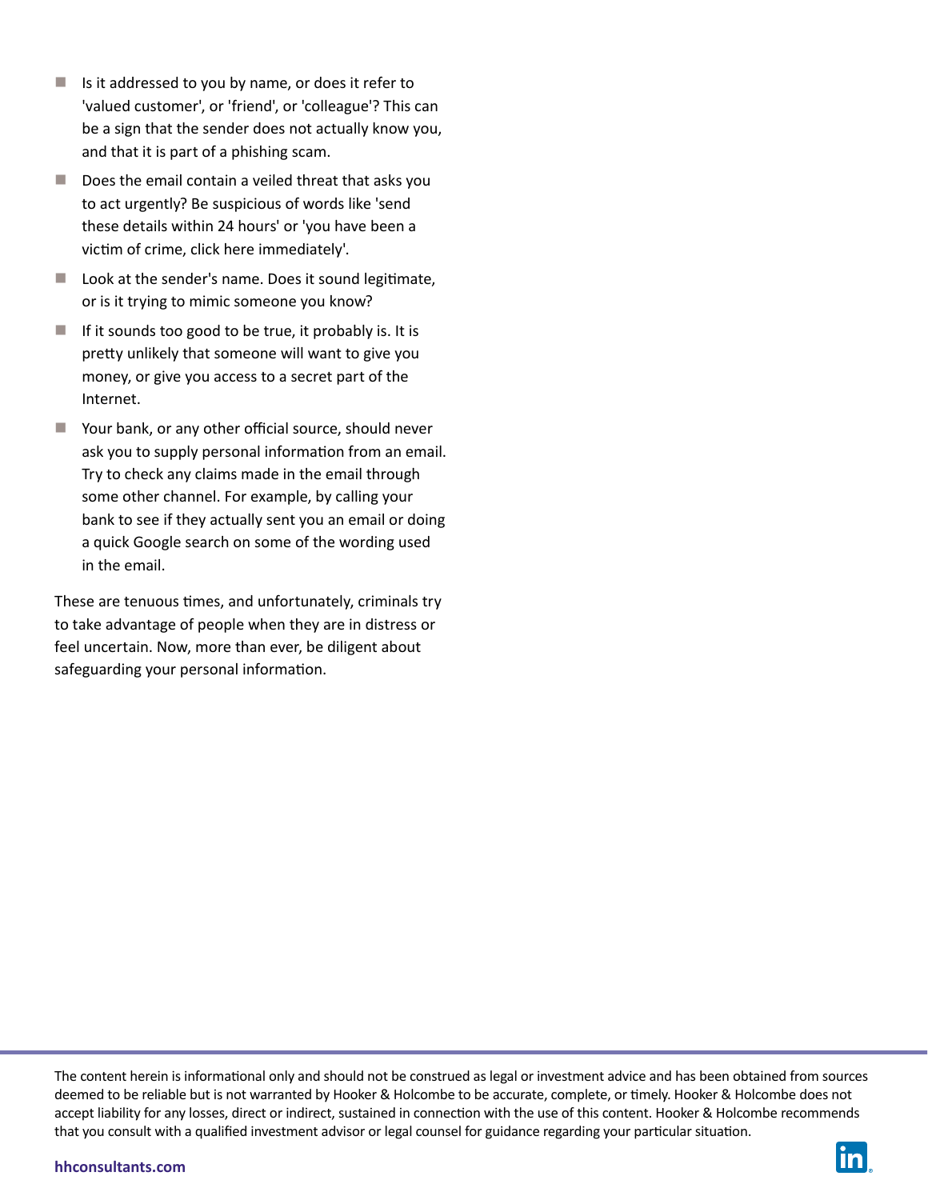- Is it addressed to you by name, or does it refer to 'valued customer', or 'friend', or 'colleague'? This can be a sign that the sender does not actually know you, and that it is part of a phishing scam.
- Does the email contain a veiled threat that asks you to act urgently? Be suspicious of words like 'send these details within 24 hours' or 'you have been a victim of crime, click here immediately'.
- Look at the sender's name. Does it sound legitimate, or is it trying to mimic someone you know?
- If it sounds too good to be true, it probably is. It is pretty unlikely that someone will want to give you money, or give you access to a secret part of the Internet.
- Your bank, or any other official source, should never ask you to supply personal information from an email. Try to check any claims made in the email through some other channel. For example, by calling your bank to see if they actually sent you an email or doing a quick Google search on some of the wording used in the email.

These are tenuous times, and unfortunately, criminals try to take advantage of people when they are in distress or feel uncertain. Now, more than ever, be diligent about safeguarding your personal information.

The content herein is informational only and should not be construed as legal or investment advice and has been obtained from sources deemed to be reliable but is not warranted by Hooker & Holcombe to be accurate, complete, or timely. Hooker & Holcombe does not accept liability for any losses, direct or indirect, sustained in connection with the use of this content. Hooker & Holcombe recommends that you consult with a qualified investment advisor or legal counsel for guidance regarding your particular situation.

**hhconsultants.com**